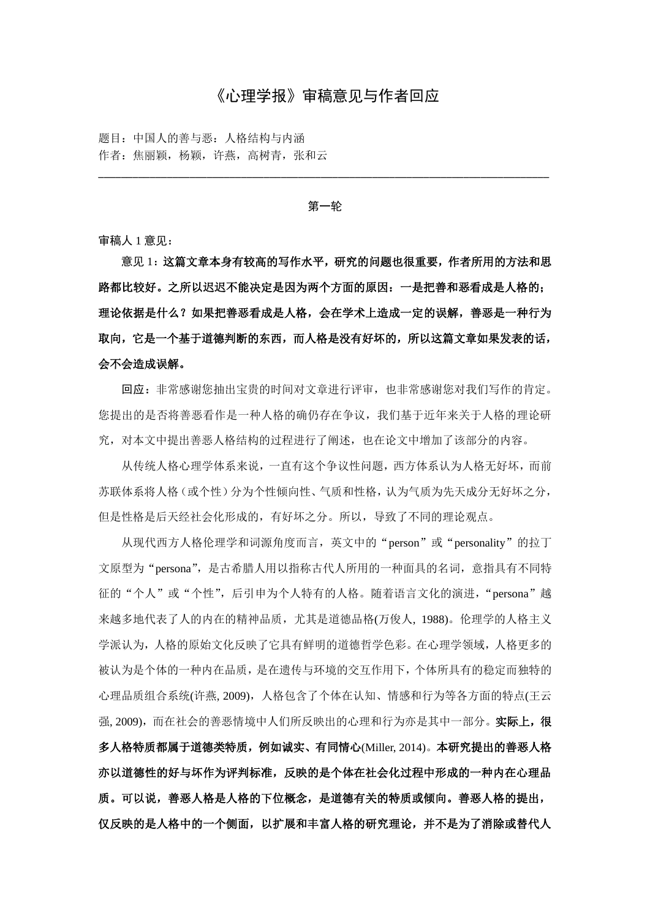# 《心理学报》审稿意见与作者回应

题目：中国人的善与恶：人格结构与内涵

作者：焦丽颖，杨颖，许燕，高树青，张和云

---

## 第一轮

审稿人 1 意见：

意见 1：**这篇文章本身有较高的写作水平，研究的问题也很重要，作者所用的方法和思路都比较好。之所以迟迟不能决定是因为两个方面的原因：一是把善和恶看成是人格的；理论依据是什么？如果把善恶看成是人格，会在学术上造成一定的误解，善恶是一种行为取向，它是一个基于道德判断的东西，而人格是没有好坏的，所以这篇文章如果发表的话，会不会造成误解。**

回应：非常感谢您抽出宝贵的时间对文章进行评审，也非常感谢您对我们写作的肯定。您提出的是否将善恶看作是一种人格的确仍存在争议，我们基于近年来关于人格的理论研究，对本文中提出善恶人格结构的过程进行了阐述，也在论文中增加了该部分的内容。

从传统人格心理学体系来说，一直有这个争议性问题，西方体系认为人格无好坏，而前苏联体系将人格（或个性）分为个性倾向性、气质和性格，认为气质为先天成分无好坏之分，但是性格是后天经社会化形成的，有好坏之分。所以，导致了不同的理论观点。

从现代西方人格伦理学和词源角度而言，英文中的“person”或“personality”的拉丁文原型为“persona”，是古希腊人用以指称古代人所用的一种面具的名词，意指具有不同特征的“个人”或“个性”，后引申为个人特有的人格。随着语言文化的演进，“persona”越来越多地代表了人的内在的精神品质，尤其是道德品格(万俊人, 1988)。伦理学的人格主义学派认为，人格的原始文化反映了它具有鲜明的道德哲学色彩。在心理学领域，人格更多的被认为是个体的一种内在品质，是在遗传与环境的交互作用下，个体所具有的稳定而独特的心理品质组合系统(许燕, 2009)，人格包含了个体在认知、情感和行为等各方面的特点(王云强, 2009)，而在社会的善恶情境中人们所反映出的心理和行为亦是其中一部分。**实际上，很多人格特质都属于道德类特质，例如诚实、有同情心**(Miller, 2014)。**本研究提出的善恶人格亦以道德性的好与坏作为评判标准，反映的是个体在社会化过程中形成的一种内在心理品质。可以说，善恶人格是人格的下位概念，是道德有关的特质或倾向。善恶人格的提出，仅反映的是人格中的一个侧面，以扩展和丰富人格的研究理论，并不是为了消除或替代人**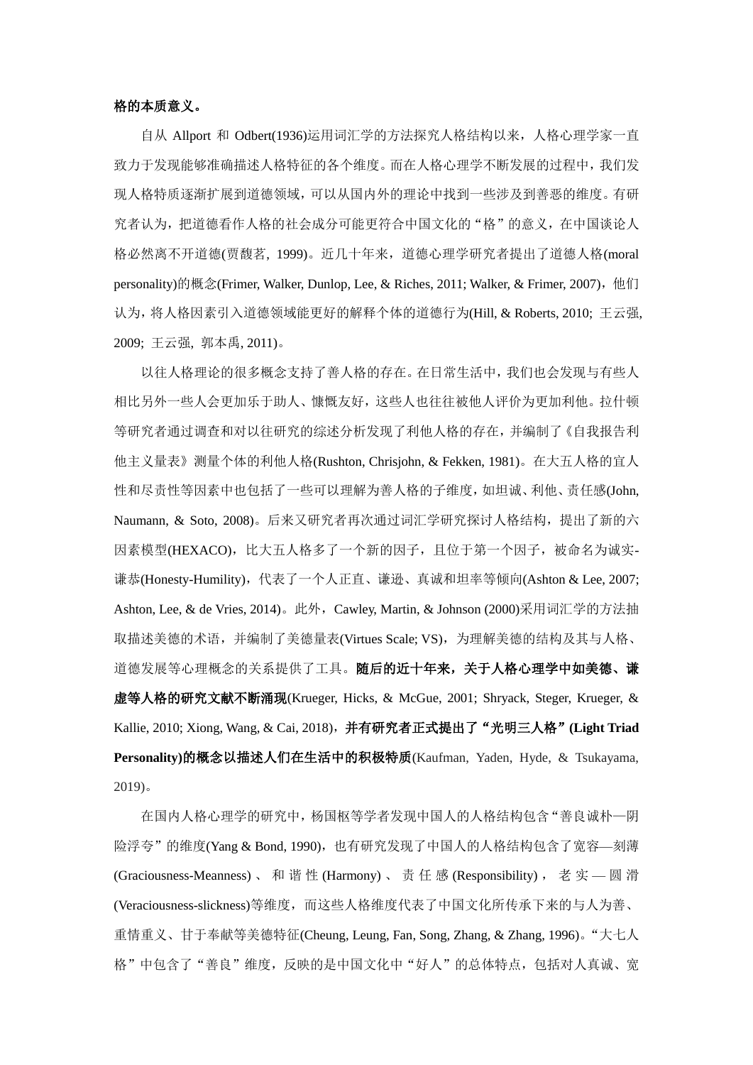**格的本质意义。**

自从 Allport 和 Odbert(1936)运用词汇学的方法探究人格结构以来，人格心理学家一直致力于发现能够准确描述人格特征的各个维度。而在人格心理学不断发展的过程中，我们发现人格特质逐渐扩展到道德领域，可以从国内外的理论中找到一些涉及到善恶的维度。有研究者认为，把道德看作人格的社会成分可能更符合中国文化的“格”的意义，在中国谈论人格必然离不开道德(贾馥茗, 1999)。近几十年来，道德心理学研究者提出了道德人格(moral personality)的概念(Frimer, Walker, Dunlop, Lee, & Riches, 2011; Walker, & Frimer, 2007)，他们认为，将人格因素引入道德领域能更好的解释个体的道德行为(Hill, & Roberts, 2010; 王云强, 2009; 王云强, 郭本禹, 2011)。

以往人格理论的很多概念支持了善人格的存在。在日常生活中，我们也会发现与有些人相比另外一些人会更加乐于助人、慷慨友好，这些人也往往被他人评价为更加利他。拉什顿等研究者通过调查和对以往研究的综述分析发现了利他人格的存在，并编制了《自我报告利他主义量表》测量个体的利他人格(Rushton, Chrisjohn, & Fekken, 1981)。在大五人格的宜人性和尽责性等因素中也包括了一些可以理解为善人格的子维度，如坦诚、利他、责任感(John, Naumann, & Soto, 2008)。后来又研究者再次通过词汇学研究探讨人格结构，提出了新的六因素模型(HEXACO)，比大五人格多了一个新的因子，且位于第一个因子，被命名为诚实-谦恭(Honesty-Humility)，代表了一个人正直、谦逊、真诚和坦率等倾向(Ashton & Lee, 2007; Ashton, Lee, & de Vries, 2014)。此外，Cawley, Martin, & Johnson (2000)采用词汇学的方法抽取描述美德的术语，并编制了美德量表(Virtues Scale; VS)，为理解美德的结构及其与人格、道德发展等心理概念的关系提供了工具。**随后的近十年来，关于人格心理学中如美德、谦虚等人格的研究文献不断涌现**(Krueger, Hicks, & McGue, 2001; Shryack, Steger, Krueger, & Kallie, 2010; Xiong, Wang, & Cai, 2018)，**并有研究者正式提出了“光明三人格”(Light Triad Personality)的概念以描述人们在生活中的积极特质**(Kaufman, Yaden, Hyde, & Tsukayama, 2019)。

在国内人格心理学的研究中，杨国枢等学者发现中国人的人格结构包含“善良诚朴—阴险浮夸”的维度(Yang & Bond, 1990)，也有研究发现了中国人的人格结构包含了宽容—刻薄(Graciousness-Meanness)、和谐性(Harmony)、责任感(Responsibility)，老实—圆滑(Veraciousness-slickness)等维度，而这些人格维度代表了中国文化所传承下来的与人为善、重情重义、甘于奉献等美德特征(Cheung, Leung, Fan, Song, Zhang, & Zhang, 1996)。“大七人格”中包含了“善良”维度，反映的是中国文化中“好人”的总体特点，包括对人真诚、宽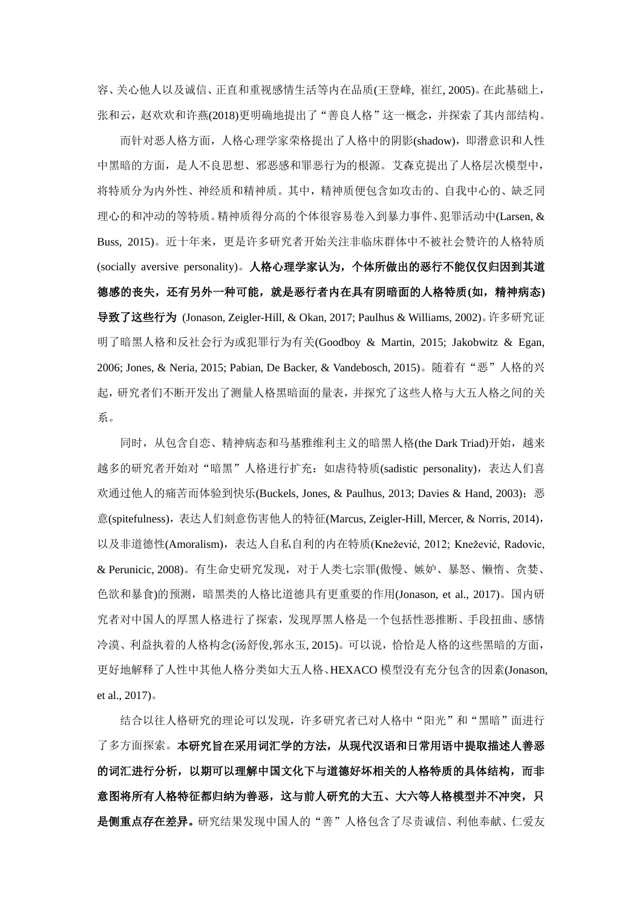容、关心他人以及诚信、正直和重视感情生活等内在品质(王登峰, 崔红, 2005)。在此基础上，张和云，赵欢欢和许燕(2018)更明确地提出了“善良人格”这一概念，并探索了其内部结构。

而针对恶人格方面，人格心理学家荣格提出了人格中的阴影(shadow)，即潜意识和人性中黑暗的方面，是人不良思想、邪恶感和罪恶行为的根源。艾森克提出了人格层次模型中，将特质分为内外性、神经质和精神质。其中，精神质便包含如攻击的、自我中心的、缺乏同理心的和冲动的等特质。精神质得分高的个体很容易卷入到暴力事件、犯罪活动中(Larsen, & Buss, 2015)。近十年来，更是许多研究者开始关注非临床群体中不被社会赞许的人格特质(socially aversive personality)。**人格心理学家认为，个体所做出的恶行不能仅仅归因到其道德感的丧失，还有另外一种可能，就是恶行者内在具有阴暗面的人格特质(如，精神病态)导致了这些行为** (Jonason, Zeigler-Hill, & Okan, 2017; Paulhus & Williams, 2002)。许多研究证明了暗黑人格和反社会行为或犯罪行为有关(Goodboy & Martin, 2015; Jakobwitz & Egan, 2006; Jones, & Neria, 2015; Pabian, De Backer, & Vandebosch, 2015)。随着有“恶”人格的兴起，研究者们不断开发出了测量人格黑暗面的量表，并探究了这些人格与大五人格之间的关系。

同时，从包含自恋、精神病态和马基雅维利主义的暗黑人格(the Dark Triad)开始，越来越多的研究者开始对“暗黑”人格进行扩充：如虐待特质(sadistic personality)，表达人们喜欢通过他人的痛苦而体验到快乐(Buckels, Jones, & Paulhus, 2013; Davies & Hand, 2003)；恶意(spitefulness)，表达人们刻意伤害他人的特征(Marcus, Zeigler-Hill, Mercer, & Norris, 2014)，以及非道德性(Amoralism)，表达人自私自利的内在特质(Knežević, 2012; Knežević, Radovic, & Perunicic, 2008)。有生命史研究发现，对于人类七宗罪(傲慢、嫉妒、暴怒、懒惰、贪婪、色欲和暴食)的预测，暗黑类的人格比道德具有更重要的作用(Jonason, et al., 2017)。国内研究者对中国人的厚黑人格进行了探索，发现厚黑人格是一个包括性恶推断、手段扭曲、感情冷漠、利益执着的人格构念(汤舒俊,郭永玉, 2015)。可以说，恰恰是人格的这些黑暗的方面，更好地解释了人性中其他人格分类如大五人格、HEXACO 模型没有充分包含的因素(Jonason, et al., 2017)。

结合以往人格研究的理论可以发现，许多研究者已对人格中“阳光”和“黑暗”面进行了多方面探索。**本研究旨在采用词汇学的方法，从现代汉语和日常用语中提取描述人善恶的词汇进行分析，以期可以理解中国文化下与道德好坏相关的人格特质的具体结构，而非意图将所有人格特征都归纳为善恶，这与前人研究的大五、大六等人格模型并不冲突，只是侧重点存在差异。**研究结果发现中国人的“善”人格包含了尽责诚信、利他奉献、仁爱友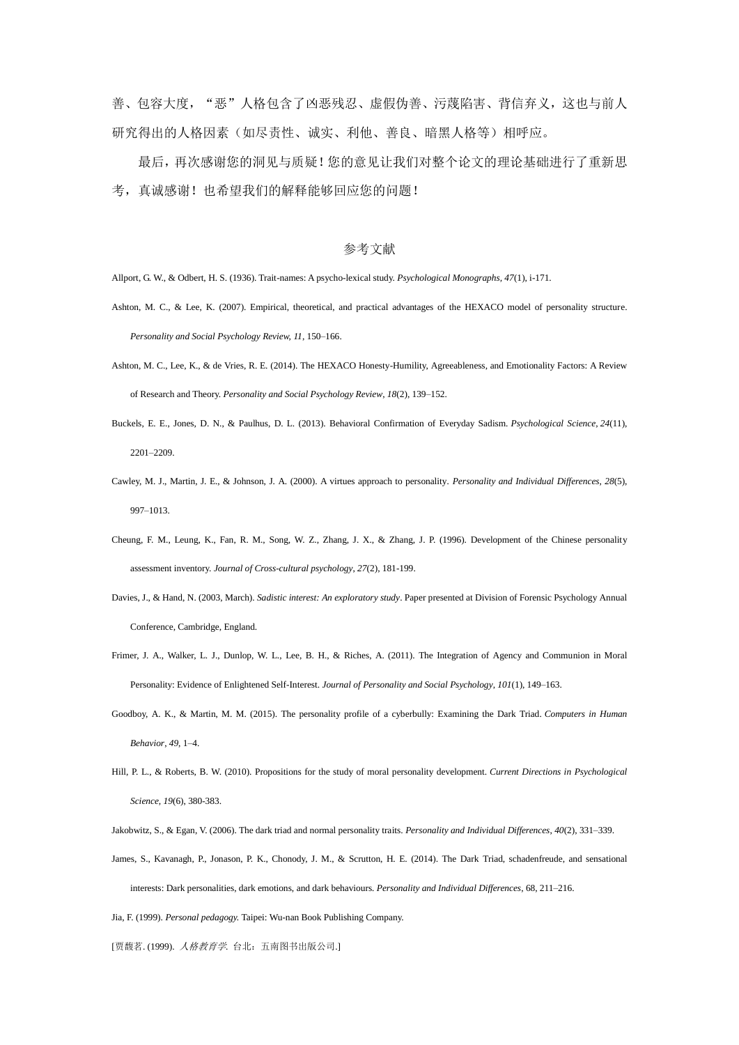善、包容大度，"恶"人格包含了凶恶残忍、虚假伪善、污蔑陷害、背信弃义，这也与前人研究得出的人格因素（如尽责性、诚实、利他、善良、暗黑人格等）相呼应。

最后，再次感谢您的洞见与质疑！您的意见让我们对整个论文的理论基础进行了重新思考，真诚感谢！也希望我们的解释能够回应您的问题！

## 参考文献

Allport, G. W., & Odbert, H. S. (1936). Trait-names: A psycho-lexical study. *Psychological Monographs, 47*(1), i-171.

Ashton, M. C., & Lee, K. (2007). Empirical, theoretical, and practical advantages of the HEXACO model of personality structure. *Personality and Social Psychology Review, 11*, 150–166.

Ashton, M. C., Lee, K., & de Vries, R. E. (2014). The HEXACO Honesty-Humility, Agreeableness, and Emotionality Factors: A Review of Research and Theory. *Personality and Social Psychology Review, 18*(2), 139–152.

Buckels, E. E., Jones, D. N., & Paulhus, D. L. (2013). Behavioral Confirmation of Everyday Sadism. *Psychological Science, 24*(11), 2201–2209.

Cawley, M. J., Martin, J. E., & Johnson, J. A. (2000). A virtues approach to personality. *Personality and Individual Differences, 28*(5), 997–1013.

Cheung, F. M., Leung, K., Fan, R. M., Song, W. Z., Zhang, J. X., & Zhang, J. P. (1996). Development of the Chinese personality assessment inventory. *Journal of Cross-cultural psychology, 27*(2), 181-199.

Davies, J., & Hand, N. (2003, March). *Sadistic interest: An exploratory study*. Paper presented at Division of Forensic Psychology Annual Conference, Cambridge, England.

Frimer, J. A., Walker, L. J., Dunlop, W. L., Lee, B. H., & Riches, A. (2011). The Integration of Agency and Communion in Moral Personality: Evidence of Enlightened Self-Interest. *Journal of Personality and Social Psychology, 101*(1), 149–163.

Goodboy, A. K., & Martin, M. M. (2015). The personality profile of a cyberbully: Examining the Dark Triad. *Computers in Human Behavior, 49*, 1–4.

Hill, P. L., & Roberts, B. W. (2010). Propositions for the study of moral personality development. *Current Directions in Psychological Science, 19*(6), 380-383.

Jakobwitz, S., & Egan, V. (2006). The dark triad and normal personality traits. *Personality and Individual Differences, 40*(2), 331–339.

James, S., Kavanagh, P., Jonason, P. K., Chonody, J. M., & Scrutton, H. E. (2014). The Dark Triad, schadenfreude, and sensational interests: Dark personalities, dark emotions, and dark behaviours. *Personality and Individual Differences*, 68, 211–216.

Jia, F. (1999). *Personal pedagogy.* Taipei: Wu-nan Book Publishing Company.

[贾馥茗. (1999). *人格教育学*. 台北：五南图书出版公司.]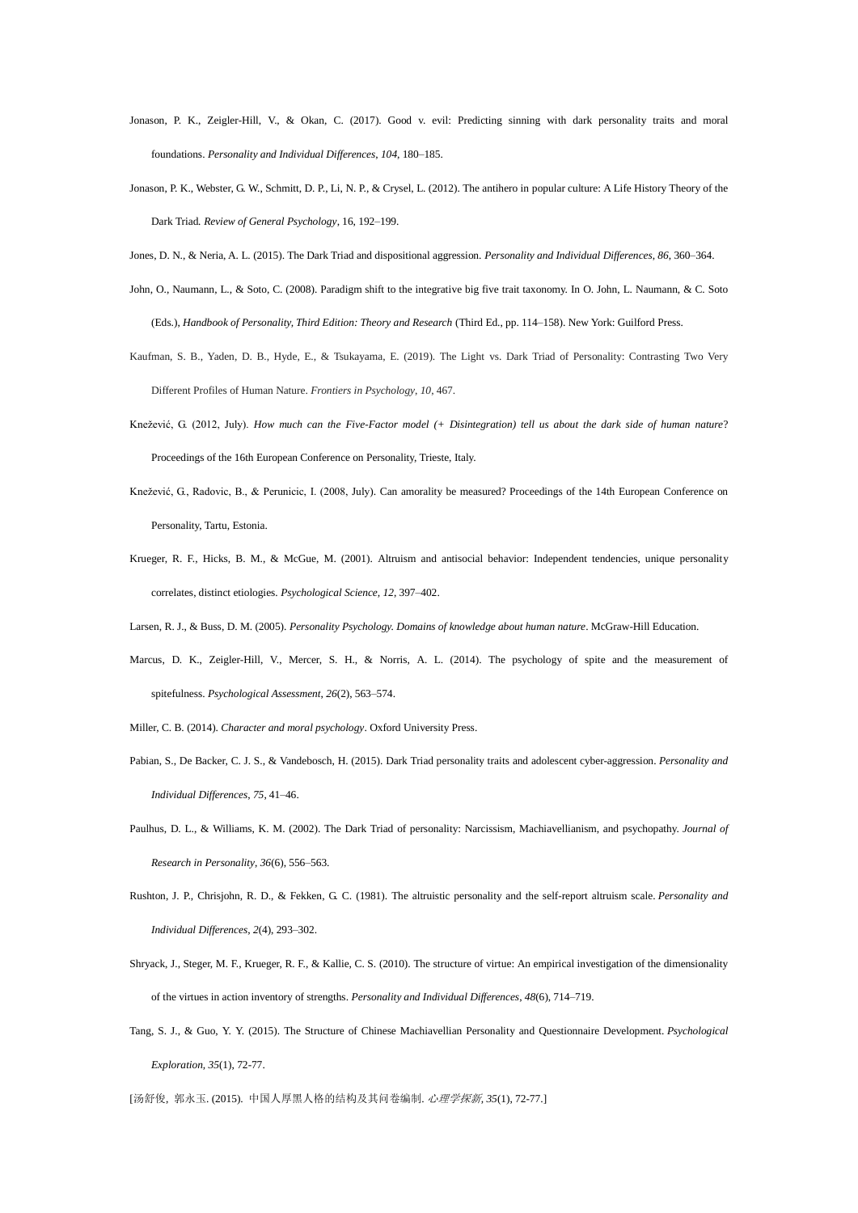Jonason, P. K., Zeigler-Hill, V., & Okan, C. (2017). Good v. evil: Predicting sinning with dark personality traits and moral foundations. *Personality and Individual Differences*, *104*, 180–185.

Jonason, P. K., Webster, G. W., Schmitt, D. P., Li, N. P., & Crysel, L. (2012). The antihero in popular culture: A Life History Theory of the Dark Triad. *Review of General Psychology*, 16, 192–199.

Jones, D. N., & Neria, A. L. (2015). The Dark Triad and dispositional aggression. *Personality and Individual Differences, 86*, 360–364.

John, O., Naumann, L., & Soto, C. (2008). Paradigm shift to the integrative big five trait taxonomy. In O. John, L. Naumann, & C. Soto (Eds.), *Handbook of Personality, Third Edition: Theory and Research* (Third Ed., pp. 114–158). New York: Guilford Press.

Kaufman, S. B., Yaden, D. B., Hyde, E., & Tsukayama, E. (2019). The Light vs. Dark Triad of Personality: Contrasting Two Very Different Profiles of Human Nature. *Frontiers in Psychology*, *10*, 467.

Knežević, G. (2012, July). *How much can the Five-Factor model (+ Disintegration) tell us about the dark side of human nature*? Proceedings of the 16th European Conference on Personality, Trieste, Italy.

Knežević, G., Radovic, B., & Perunicic, I. (2008, July). Can amorality be measured? Proceedings of the 14th European Conference on Personality, Tartu, Estonia.

Krueger, R. F., Hicks, B. M., & McGue, M. (2001). Altruism and antisocial behavior: Independent tendencies, unique personality correlates, distinct etiologies. *Psychological Science, 12*, 397–402.

Larsen, R. J., & Buss, D. M. (2005). *Personality Psychology. Domains of knowledge about human nature*. McGraw-Hill Education.

Marcus, D. K., Zeigler-Hill, V., Mercer, S. H., & Norris, A. L. (2014). The psychology of spite and the measurement of spitefulness. *Psychological Assessment*, *26*(2), 563–574.

Miller, C. B. (2014). *Character and moral psychology*. Oxford University Press.

Pabian, S., De Backer, C. J. S., & Vandebosch, H. (2015). Dark Triad personality traits and adolescent cyber-aggression. *Personality and Individual Differences*, *75*, 41–46.

Paulhus, D. L., & Williams, K. M. (2002). The Dark Triad of personality: Narcissism, Machiavellianism, and psychopathy. *Journal of Research in Personality*, *36*(6), 556–563.

Rushton, J. P., Chrisjohn, R. D., & Fekken, G. C. (1981). The altruistic personality and the self-report altruism scale. *Personality and Individual Differences*, *2*(4), 293–302.

Shryack, J., Steger, M. F., Krueger, R. F., & Kallie, C. S. (2010). The structure of virtue: An empirical investigation of the dimensionality of the virtues in action inventory of strengths. *Personality and Individual Differences*, *48*(6), 714–719.

Tang, S. J., & Guo, Y. Y. (2015). The Structure of Chinese Machiavellian Personality and Questionnaire Development. *Psychological Exploration, 35*(1), 72-77.

[汤舒俊，郭永玉. (2015). 中国人厚黑人格的结构及其问卷编制. *心理学探新*, *35*(1), 72-77.]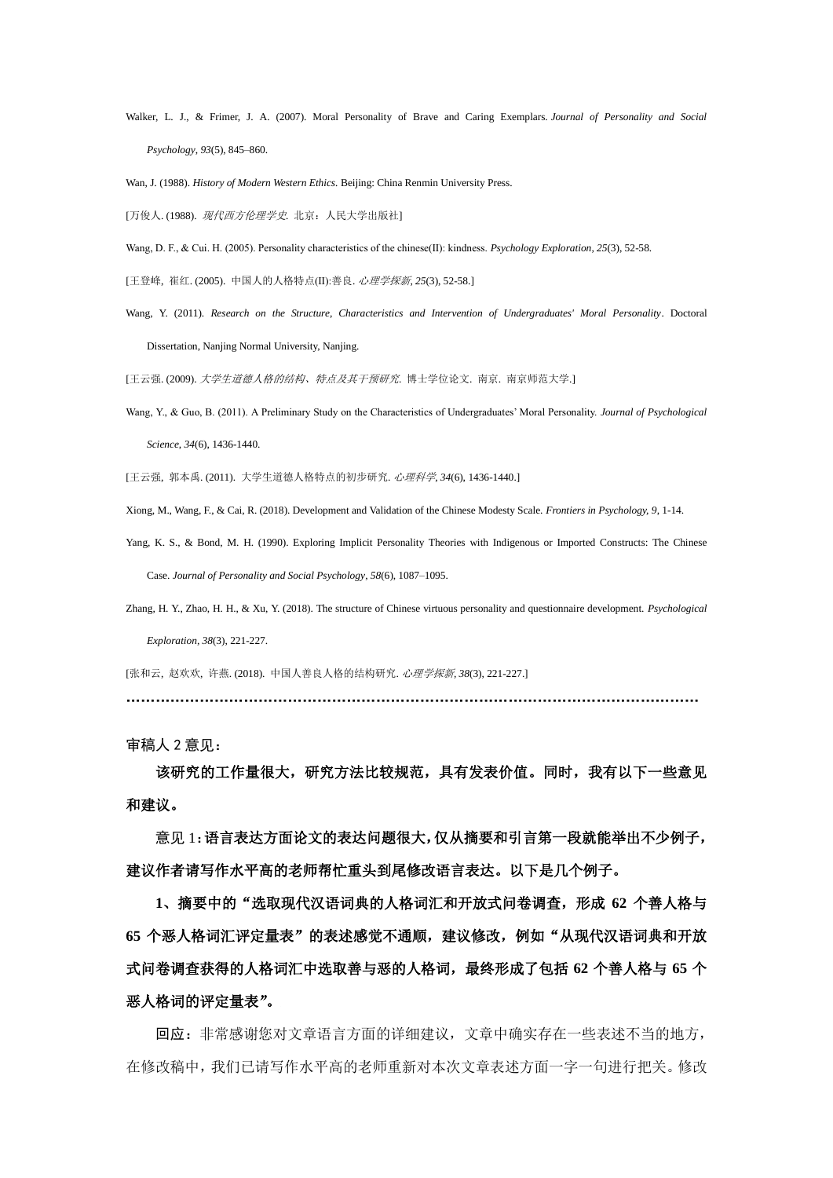Walker, L. J., & Frimer, J. A. (2007). Moral Personality of Brave and Caring Exemplars. *Journal of Personality and Social Psychology*, *93*(5), 845–860.

Wan, J. (1988). *History of Modern Western Ethics*. Beijing: China Renmin University Press.

[万俊人. (1988). *现代西方伦理学史*. 北京：人民大学出版社]

Wang, D. F., & Cui. H. (2005). Personality characteristics of the chinese(II): kindness. *Psychology Exploration*, *25*(3), 52-58.

[王登峰, 崔红. (2005). 中国人的人格特点(II):善良. *心理学探新*, *25*(3), 52-58.]

Wang, Y. (2011). *Research on the Structure, Characteristics and Intervention of Undergraduates' Moral Personality*. Doctoral Dissertation, Nanjing Normal University, Nanjing.

[王云强. (2009). *大学生道德人格的结构、特点及其干预研究*. 博士学位论文. 南京. 南京师范大学.]

Wang, Y., & Guo, B. (2011). A Preliminary Study on the Characteristics of Undergraduates' Moral Personality. *Journal of Psychological Science*, *34*(6), 1436-1440.

[王云强, 郭本禹. (2011). 大学生道德人格特点的初步研究. *心理科学*, *34*(6), 1436-1440.]

Xiong, M., Wang, F., & Cai, R. (2018). Development and Validation of the Chinese Modesty Scale. *Frontiers in Psychology, 9*, 1-14.

Yang, K. S., & Bond, M. H. (1990). Exploring Implicit Personality Theories with Indigenous or Imported Constructs: The Chinese Case. *Journal of Personality and Social Psychology*, *58*(6), 1087–1095.

Zhang, H. Y., Zhao, H. H., & Xu, Y. (2018). The structure of Chinese virtuous personality and questionnaire development. *Psychological Exploration*, *38*(3), 221-227.

[张和云, 赵欢欢, 许燕. (2018). 中国人善良人格的结构研究. *心理学探新*, *38*(3), 221-227.]

**……………………………………………………………………………………………………**

审稿人 2 意见：

**该研究的工作量很大，研究方法比较规范，具有发表价值。同时，我有以下一些意见和建议。**

**意见 1：语言表达方面论文的表达问题很大，仅从摘要和引言第一段就能举出不少例子，建议作者请写作水平高的老师帮忙重头到尾修改语言表达。以下是几个例子。**

**1、摘要中的"选取现代汉语词典的人格词汇和开放式问卷调查，形成 62 个善人格与 65 个恶人格词汇评定量表"的表述感觉不通顺，建议修改，例如"从现代汉语词典和开放式问卷调查获得的人格词汇中选取善与恶的人格词，最终形成了包括 62 个善人格与 65 个恶人格词的评定量表"。**

回应：非常感谢您对文章语言方面的详细建议，文章中确实存在一些表述不当的地方，在修改稿中，我们已请写作水平高的老师重新对本次文章表述方面一字一句进行把关。修改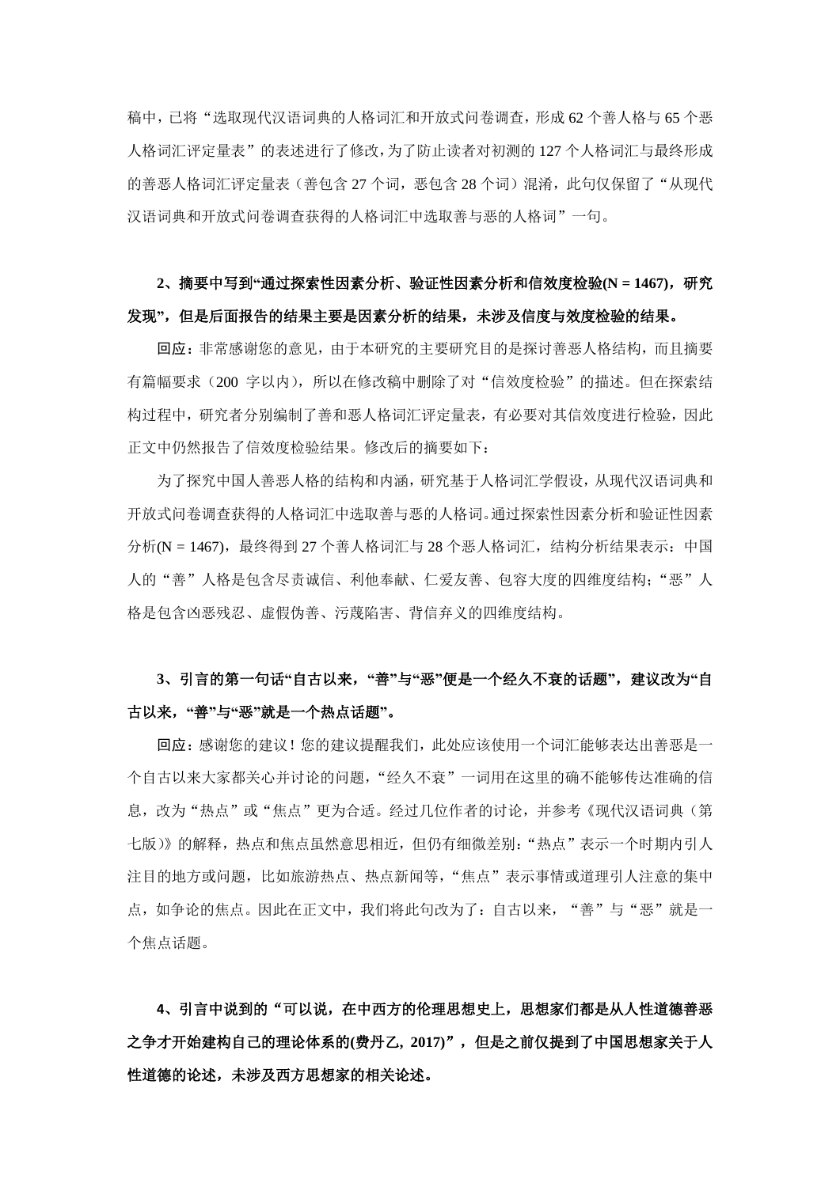稿中，已将“选取现代汉语词典的人格词汇和开放式问卷调查，形成 62 个善人格与 65 个恶人格词汇评定量表”的表述进行了修改，为了防止读者对初测的 127 个人格词汇与最终形成的善恶人格词汇评定量表（善包含 27 个词，恶包含 28 个词）混淆，此句仅保留了“从现代汉语词典和开放式问卷调查获得的人格词汇中选取善与恶的人格词”一句。

**2、摘要中写到“通过探索性因素分析、验证性因素分析和信效度检验(N = 1467)，研究发现”，但是后面报告的结果主要是因素分析的结果，未涉及信度与效度检验的结果。**

回应：非常感谢您的意见，由于本研究的主要研究目的是探讨善恶人格结构，而且摘要有篇幅要求（200 字以内），所以在修改稿中删除了对“信效度检验”的描述。但在探索结构过程中，研究者分别编制了善和恶人格词汇评定量表，有必要对其信效度进行检验，因此正文中仍然报告了信效度检验结果。修改后的摘要如下：

为了探究中国人善恶人格的结构和内涵，研究基于人格词汇学假设，从现代汉语词典和开放式问卷调查获得的人格词汇中选取善与恶的人格词。通过探索性因素分析和验证性因素分析(N = 1467)，最终得到 27 个善人格词汇与 28 个恶人格词汇，结构分析结果表示：中国人的“善”人格是包含尽责诚信、利他奉献、仁爱友善、包容大度的四维度结构；“恶”人格是包含凶恶残忍、虚假伪善、污蔑陷害、背信弃义的四维度结构。

**3、引言的第一句话“自古以来，“善”与“恶”便是一个经久不衰的话题”，建议改为“自古以来，“善”与“恶”就是一个热点话题”。**

回应：感谢您的建议！您的建议提醒我们，此处应该使用一个词汇能够表达出善恶是一个自古以来大家都关心并讨论的问题，“经久不衰”一词用在这里的确不能够传达准确的信息，改为“热点”或“焦点”更为合适。经过几位作者的讨论，并参考《现代汉语词典（第七版）》的解释，热点和焦点虽然意思相近，但仍有细微差别：“热点”表示一个时期内引人注目的地方或问题，比如旅游热点、热点新闻等，“焦点”表示事情或道理引人注意的集中点，如争论的焦点。因此在正文中，我们将此句改为了：自古以来，“善”与“恶”就是一个焦点话题。

**4、引言中说到的“可以说，在中西方的伦理思想史上，思想家们都是从人性道德善恶之争才开始建构自己的理论体系的(费丹乙, 2017)”，但是之前仅提到了中国思想家关于人性道德的论述，未涉及西方思想家的相关论述。**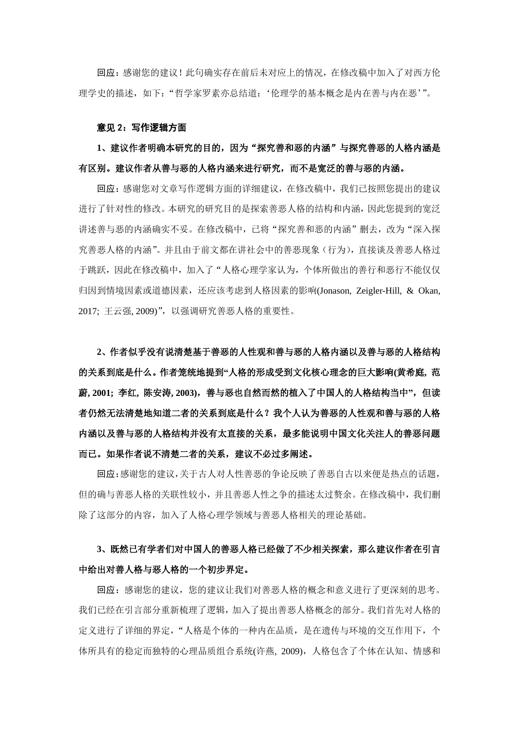回应：感谢您的建议！此句确实存在前后未对应上的情况，在修改稿中加入了对西方伦理学史的描述，如下："哲学家罗素亦总结道：'伦理学的基本概念是内在善与内在恶'"。

**意见 2：写作逻辑方面**

**1、建议作者明确本研究的目的，因为"探究善和恶的内涵"与探究善恶的人格内涵是有区别。建议作者从善与恶的人格内涵来进行研究，而不是宽泛的善与恶的内涵。**

回应：感谢您对文章写作逻辑方面的详细建议，在修改稿中，我们已按照您提出的建议进行了针对性的修改。本研究的研究目的是探索善恶人格的结构和内涵，因此您提到的宽泛讲述善与恶的内涵确实不妥。在修改稿中，已将"探究善和恶的内涵"删去，改为"深入探究善恶人格的内涵"。并且由于前文都在讲社会中的善恶现象（行为），直接谈及善恶人格过于跳跃，因此在修改稿中，加入了"人格心理学家认为，个体所做出的善行和恶行不能仅仅归因到情境因素或道德因素，还应该考虑到人格因素的影响(Jonason, Zeigler-Hill, & Okan, 2017; 王云强, 2009)"，以强调研究善恶人格的重要性。

**2、作者似乎没有说清楚基于善恶的人性观和善与恶的人格内涵以及善与恶的人格结构的关系到底是什么。作者笼统地提到"人格的形成受到文化核心理念的巨大影响(黄希庭, 范蔚, 2001; 李红, 陈安涛, 2003)，善与恶也自然而然的植入了中国人的人格结构当中"，但读者仍然无法清楚地知道二者的关系到底是什么？我个人认为善恶的人性观和善与恶的人格内涵以及善与恶的人格结构并没有太直接的关系，最多能说明中国文化关注人的善恶问题而已。如果作者说不清楚二者的关系，建议不必过多阐述。**

回应：感谢您的建议，关于古人对人性善恶的争论反映了善恶自古以来便是热点的话题，但的确与善恶人格的关联性较小，并且善恶人性之争的描述太过赘余。在修改稿中，我们删除了这部分的内容，加入了人格心理学领域与善恶人格相关的理论基础。

**3、既然已有学者们对中国人的善恶人格已经做了不少相关探索，那么建议作者在引言中给出对善人格与恶人格的一个初步界定。**

回应：感谢您的建议，您的建议让我们对善恶人格的概念和意义进行了更深刻的思考。我们已经在引言部分重新梳理了逻辑，加入了提出善恶人格概念的部分。我们首先对人格的定义进行了详细的界定，"人格是个体的一种内在品质，是在遗传与环境的交互作用下，个体所具有的稳定而独特的心理品质组合系统(许燕, 2009)，人格包含了个体在认知、情感和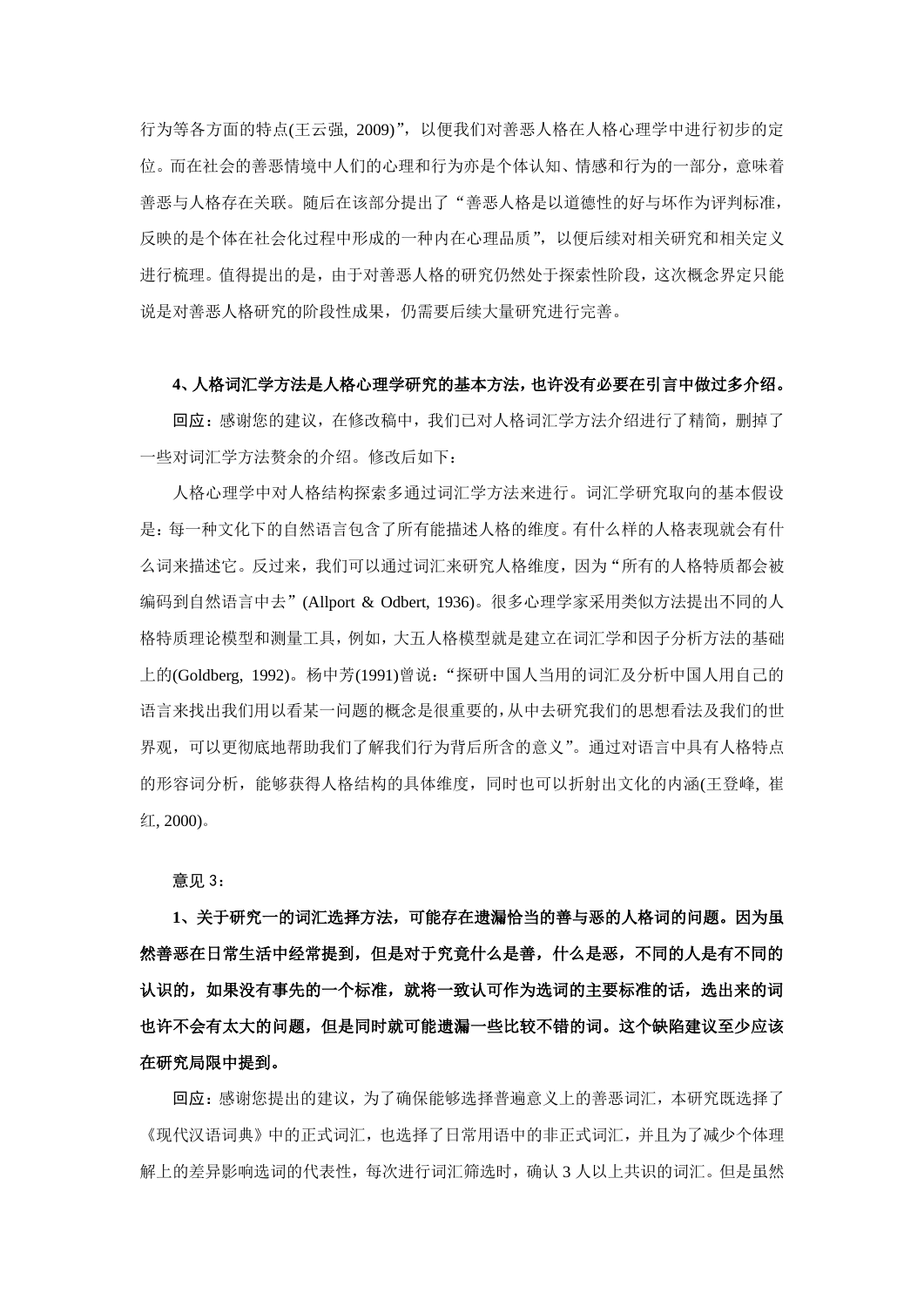行为等各方面的特点(王云强, 2009)"，以便我们对善恶人格在人格心理学中进行初步的定位。而在社会的善恶情境中人们的心理和行为亦是个体认知、情感和行为的一部分，意味着善恶与人格存在关联。随后在该部分提出了"善恶人格是以道德性的好与坏作为评判标准，反映的是个体在社会化过程中形成的一种内在心理品质"，以便后续对相关研究和相关定义进行梳理。值得提出的是，由于对善恶人格的研究仍然处于探索性阶段，这次概念界定只能说是对善恶人格研究的阶段性成果，仍需要后续大量研究进行完善。

**4、人格词汇学方法是人格心理学研究的基本方法，也许没有必要在引言中做过多介绍。**

**回应**：感谢您的建议，在修改稿中，我们已对人格词汇学方法介绍进行了精简，删掉了一些对词汇学方法赘余的介绍。修改后如下：

人格心理学中对人格结构探索多通过词汇学方法来进行。词汇学研究取向的基本假设是：每一种文化下的自然语言包含了所有能描述人格的维度。有什么样的人格表现就会有什么词来描述它。反过来，我们可以通过词汇来研究人格维度，因为"所有的人格特质都会被编码到自然语言中去" (Allport & Odbert, 1936)。很多心理学家采用类似方法提出不同的人格特质理论模型和测量工具，例如，大五人格模型就是建立在词汇学和因子分析方法的基础上的(Goldberg, 1992)。杨中芳(1991)曾说："探研中国人当用的词汇及分析中国人用自己的语言来找出我们用以看某一问题的概念是很重要的，从中去研究我们的思想看法及我们的世界观，可以更彻底地帮助我们了解我们行为背后所含的意义"。通过对语言中具有人格特点的形容词分析，能够获得人格结构的具体维度，同时也可以折射出文化的内涵(王登峰, 崔红, 2000)。

意见 3：

**1、关于研究一的词汇选择方法，可能存在遗漏恰当的善与恶的人格词的问题。因为虽然善恶在日常生活中经常提到，但是对于究竟什么是善，什么是恶，不同的人是有不同的认识的，如果没有事先的一个标准，就将一致认可作为选词的主要标准的话，选出来的词也许不会有太大的问题，但是同时就可能遗漏一些比较不错的词。这个缺陷建议至少应该在研究局限中提到。**

**回应**：感谢您提出的建议，为了确保能够选择普遍意义上的善恶词汇，本研究既选择了《现代汉语词典》中的正式词汇，也选择了日常用语中的非正式词汇，并且为了减少个体理解上的差异影响选词的代表性，每次进行词汇筛选时，确认 3 人以上共识的词汇。但是虽然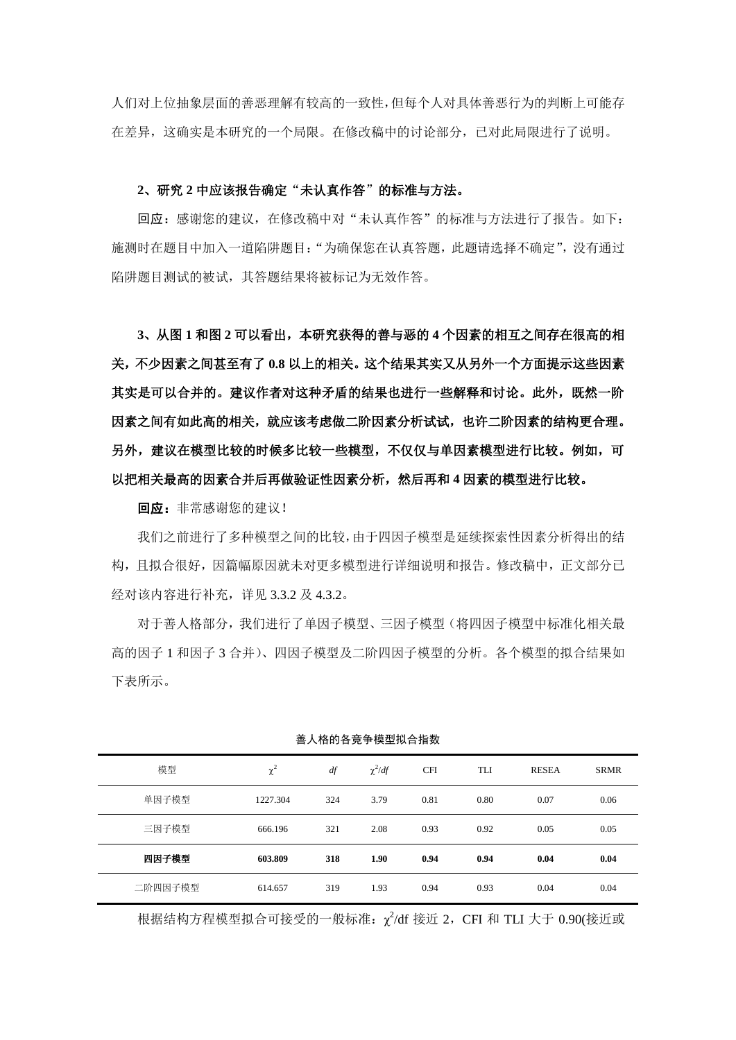人们对上位抽象层面的善恶理解有较高的一致性，但每个人对具体善恶行为的判断上可能存在差异，这确实是本研究的一个局限。在修改稿中的讨论部分，已对此局限进行了说明。

**2、研究 2 中应该报告确定“未认真作答”的标准与方法。**

**回应**：感谢您的建议，在修改稿中对“未认真作答”的标准与方法进行了报告。如下：施测时在题目中加入一道陷阱题目：“为确保您在认真答题，此题请选择不确定”，没有通过陷阱题目测试的被试，其答题结果将被标记为无效作答。

**3、从图 1 和图 2 可以看出，本研究获得的善与恶的 4 个因素的相互之间存在很高的相关，不少因素之间甚至有了 0.8 以上的相关。这个结果其实又从另外一个方面提示这些因素其实是可以合并的。建议作者对这种矛盾的结果也进行一些解释和讨论。此外，既然一阶因素之间有如此高的相关，就应该考虑做二阶因素分析试试，也许二阶因素的结构更合理。另外，建议在模型比较的时候多比较一些模型，不仅仅与单因素模型进行比较。例如，可以把相关最高的因素合并后再做验证性因素分析，然后再和 4 因素的模型进行比较。**

**回应**：非常感谢您的建议！

我们之前进行了多种模型之间的比较，由于四因子模型是延续探索性因素分析得出的结构，且拟合很好，因篇幅原因就未对更多模型进行详细说明和报告。修改稿中，正文部分已经对该内容进行补充，详见 3.3.2 及 4.3.2。

对于善人格部分，我们进行了单因子模型、三因子模型（将四因子模型中标准化相关最高的因子 1 和因子 3 合并）、四因子模型及二阶四因子模型的分析。各个模型的拟合结果如下表所示。

善人格的各竞争模型拟合指数

| 模型 | $\chi^2$ | $df$ | $\chi^2/df$ | CFI | TLI | RESEA | SRMR |
|---|---|---|---|---|---|---|---|
| 单因子模型 | 1227.304 | 324 | 3.79 | 0.81 | 0.80 | 0.07 | 0.06 |
| 三因子模型 | 666.196 | 321 | 2.08 | 0.93 | 0.92 | 0.05 | 0.05 |
| **四因子模型** | **603.809** | **318** | **1.90** | **0.94** | **0.94** | **0.04** | **0.04** |
| 二阶四因子模型 | 614.657 | 319 | 1.93 | 0.94 | 0.93 | 0.04 | 0.04 |

根据结构方程模型拟合可接受的一般标准：$\chi^2$/df 接近 2，CFI 和 TLI 大于 0.90(接近或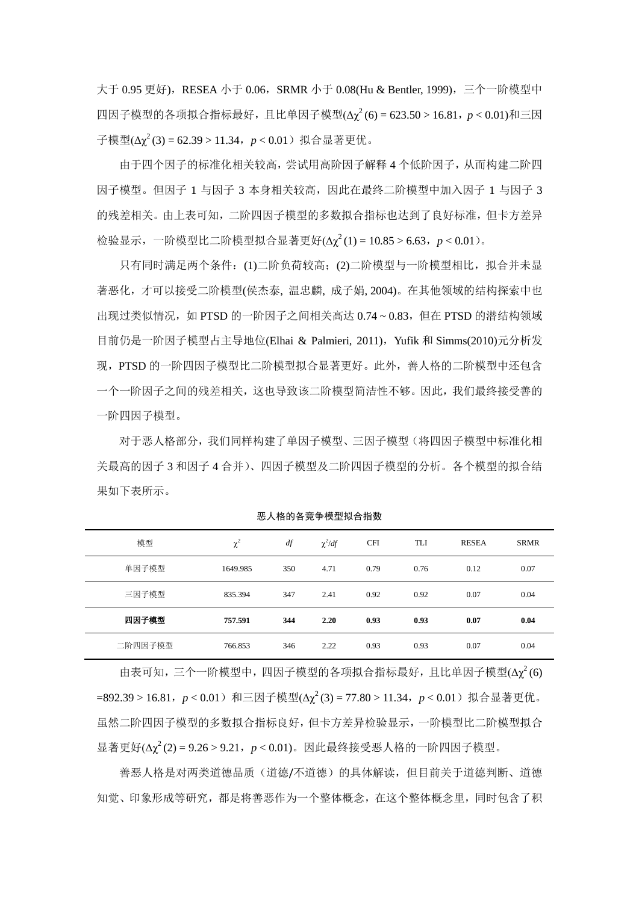大于 0.95 更好)，RESEA 小于 0.06，SRMR 小于 0.08(Hu & Bentler, 1999)，三个一阶模型中四因子模型的各项拟合指标最好，且比单因子模型($\Delta\chi^2(6) = 623.50 > 16.81$，$p < 0.01$)和三因子模型($\Delta\chi^2(3) = 62.39 > 11.34$，$p < 0.01$）拟合显著更优。

由于四个因子的标准化相关较高，尝试用高阶因子解释 4 个低阶因子，从而构建二阶四因子模型。但因子 1 与因子 3 本身相关较高，因此在最终二阶模型中加入因子 1 与因子 3 的残差相关。由上表可知，二阶四因子模型的多数拟合指标也达到了良好标准，但卡方差异检验显示，一阶模型比二阶模型拟合显著更好($\Delta\chi^2(1) = 10.85 > 6.63$，$p < 0.01$)。

只有同时满足两个条件：(1)二阶负荷较高；(2)二阶模型与一阶模型相比，拟合并未显著恶化，才可以接受二阶模型(侯杰泰, 温忠麟, 成子娟, 2004)。在其他领域的结构探索中也出现过类似情况，如 PTSD 的一阶因子之间相关高达 0.74 ~ 0.83，但在 PTSD 的潜结构领域目前仍是一阶因子模型占主导地位(Elhai & Palmieri, 2011)，Yufik 和 Simms(2010)元分析发现，PTSD 的一阶四因子模型比二阶模型拟合显著更好。此外，善人格的二阶模型中还包含一个一阶因子之间的残差相关，这也导致该二阶模型简洁性不够。因此，我们最终接受善的一阶四因子模型。

对于恶人格部分，我们同样构建了单因子模型、三因子模型（将四因子模型中标准化相关最高的因子 3 和因子 4 合并）、四因子模型及二阶四因子模型的分析。各个模型的拟合结果如下表所示。

**恶人格的各竞争模型拟合指数**

| 模型 | $\chi^2$ | $df$ | $\chi^2/df$ | CFI | TLI | RESEA | SRMR |
|---|---|---|---|---|---|---|---|
| 单因子模型 | 1649.985 | 350 | 4.71 | 0.79 | 0.76 | 0.12 | 0.07 |
| 三因子模型 | 835.394 | 347 | 2.41 | 0.92 | 0.92 | 0.07 | 0.04 |
| **四因子模型** | **757.591** | **344** | **2.20** | **0.93** | **0.93** | **0.07** | **0.04** |
| 二阶四因子模型 | 766.853 | 346 | 2.22 | 0.93 | 0.93 | 0.07 | 0.04 |

由表可知，三个一阶模型中，四因子模型的各项拟合指标最好，且比单因子模型($\Delta\chi^2(6) =892.39 > 16.81$，$p < 0.01$）和三因子模型($\Delta\chi^2(3) = 77.80 > 11.34$，$p < 0.01$）拟合显著更优。虽然二阶四因子模型的多数拟合指标良好，但卡方差异检验显示，一阶模型比二阶模型拟合显著更好($\Delta\chi^2(2) = 9.26 > 9.21$，$p < 0.01$)。因此最终接受恶人格的一阶四因子模型。

善恶人格是对两类道德品质（道德/不道德）的具体解读，但目前关于道德判断、道德知觉、印象形成等研究，都是将善恶作为一个整体概念，在这个整体概念里，同时包含了积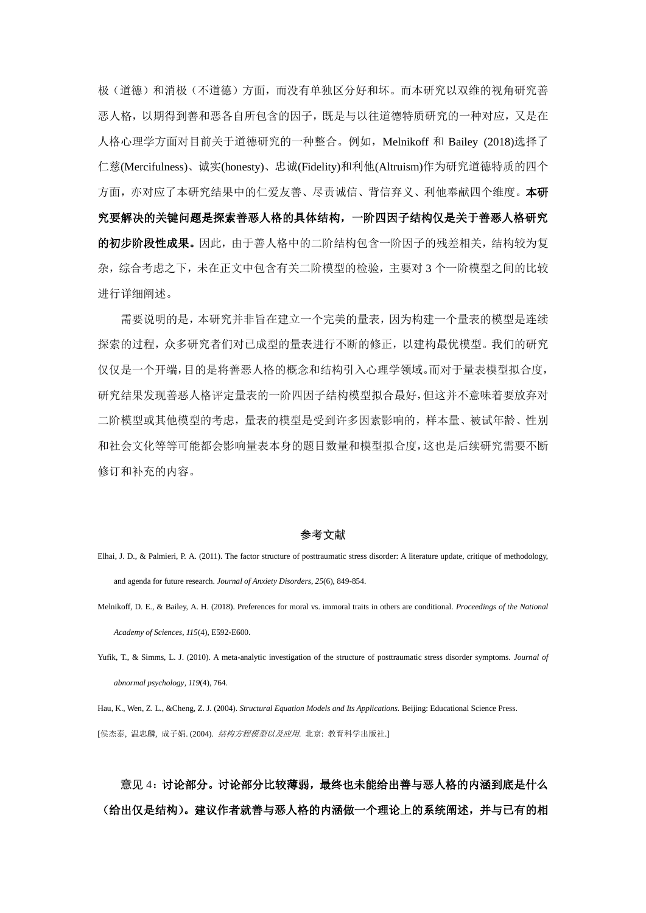极（道德）和消极（不道德）方面，而没有单独区分好和坏。而本研究以双维的视角研究善恶人格，以期得到善和恶各自所包含的因子，既是与以往道德特质研究的一种对应，又是在人格心理学方面对目前关于道德研究的一种整合。例如，Melnikoff 和 Bailey (2018)选择了仁慈(Mercifulness)、诚实(honesty)、忠诚(Fidelity)和利他(Altruism)作为研究道德特质的四个方面，亦对应了本研究结果中的仁爱友善、尽责诚信、背信弃义、利他奉献四个维度。**本研究要解决的关键问题是探索善恶人格的具体结构，一阶四因子结构仅是关于善恶人格研究的初步阶段性成果。**因此，由于善人格中的二阶结构包含一阶因子的残差相关，结构较为复杂，综合考虑之下，未在正文中包含有关二阶模型的检验，主要对 3 个一阶模型之间的比较进行详细阐述。

需要说明的是，本研究并非旨在建立一个完美的量表，因为构建一个量表的模型是连续探索的过程，众多研究者们对已成型的量表进行不断的修正，以建构最优模型。我们的研究仅仅是一个开端，目的是将善恶人格的概念和结构引入心理学领域。而对于量表模型拟合度，研究结果发现善恶人格评定量表的一阶四因子结构模型拟合最好，但这并不意味着要放弃对二阶模型或其他模型的考虑，量表的模型是受到许多因素影响的，样本量、被试年龄、性别和社会文化等等可能都会影响量表本身的题目数量和模型拟合度，这也是后续研究需要不断修订和补充的内容。

参考文献

Elhai, J. D., & Palmieri, P. A. (2011). The factor structure of posttraumatic stress disorder: A literature update, critique of methodology, and agenda for future research. *Journal of Anxiety Disorders*, *25*(6), 849-854.

Melnikoff, D. E., & Bailey, A. H. (2018). Preferences for moral vs. immoral traits in others are conditional. *Proceedings of the National Academy of Sciences*, *115*(4), E592-E600.

Yufik, T., & Simms, L. J. (2010). A meta-analytic investigation of the structure of posttraumatic stress disorder symptoms. *Journal of abnormal psychology*, *119*(4), 764.

Hau, K., Wen, Z. L., &Cheng, Z. J. (2004). *Structural Equation Models and Its Applications.* Beijing: Educational Science Press.

[侯杰泰, 温忠麟, 成子娟. (2004). *结构方程模型以及应用.* 北京: 教育科学出版社.]

**意见 4：讨论部分。讨论部分比较薄弱，最终也未能给出善与恶人格的内涵到底是什么（给出仅是结构）。建议作者就善与恶人格的内涵做一个理论上的系统阐述，并与已有的相**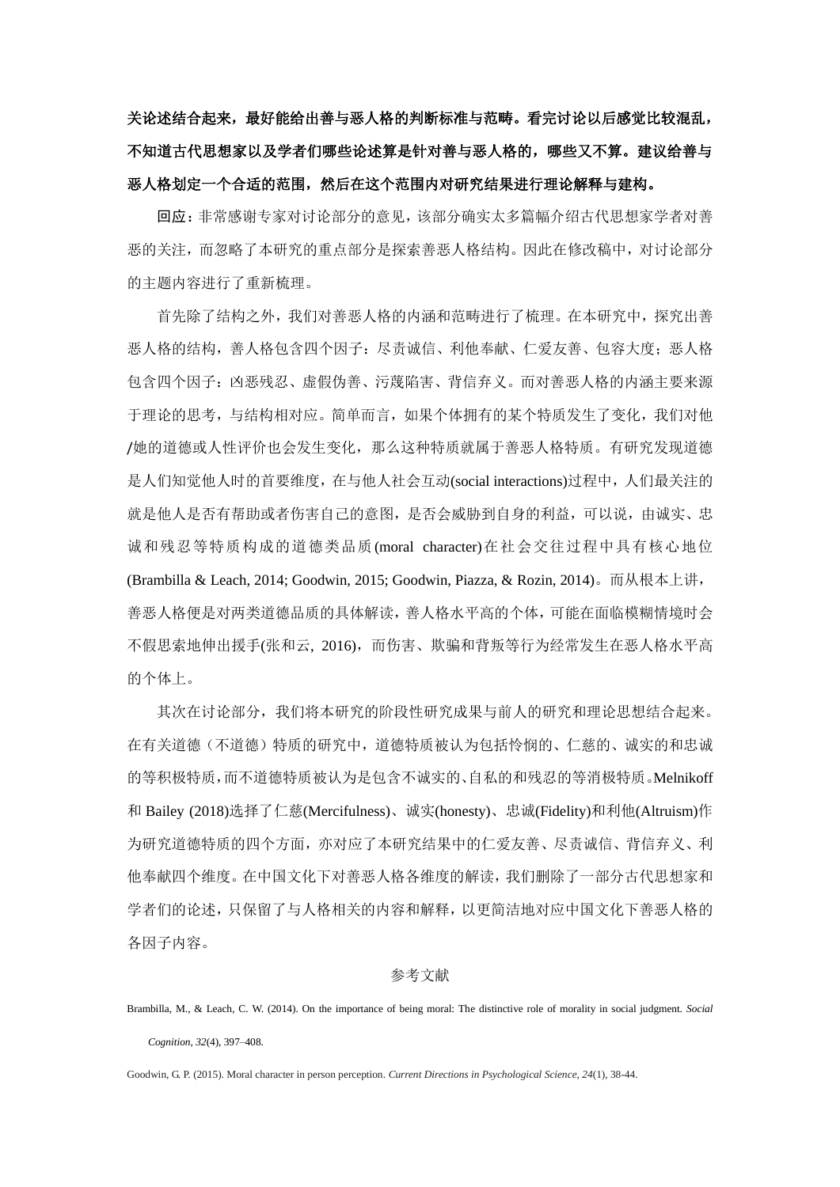**关论述结合起来，最好能给出善与恶人格的判断标准与范畴。看完讨论以后感觉比较混乱，不知道古代思想家以及学者们哪些论述算是针对善与恶人格的，哪些又不算。建议给善与恶人格划定一个合适的范围，然后在这个范围内对研究结果进行理论解释与建构。**

回应：非常感谢专家对讨论部分的意见，该部分确实太多篇幅介绍古代思想家学者对善恶的关注，而忽略了本研究的重点部分是探索善恶人格结构。因此在修改稿中，对讨论部分的主题内容进行了重新梳理。

首先除了结构之外，我们对善恶人格的内涵和范畴进行了梳理。在本研究中，探究出善恶人格的结构，善人格包含四个因子：尽责诚信、利他奉献、仁爱友善、包容大度；恶人格包含四个因子：凶恶残忍、虚假伪善、污蔑陷害、背信弃义。而对善恶人格的内涵主要来源于理论的思考，与结构相对应。简单而言，如果个体拥有的某个特质发生了变化，我们对他/她的道德或人性评价也会发生变化，那么这种特质就属于善恶人格特质。有研究发现道德是人们知觉他人时的首要维度，在与他人社会互动(social interactions)过程中，人们最关注的就是他人是否有帮助或者伤害自己的意图，是否会威胁到自身的利益，可以说，由诚实、忠诚和残忍等特质构成的道德类品质(moral character)在社会交往过程中具有核心地位(Brambilla & Leach, 2014; Goodwin, 2015; Goodwin, Piazza, & Rozin, 2014)。而从根本上讲，善恶人格便是对两类道德品质的具体解读，善人格水平高的个体，可能在面临模糊情境时会不假思索地伸出援手(张和云, 2016)，而伤害、欺骗和背叛等行为经常发生在恶人格水平高的个体上。

其次在讨论部分，我们将本研究的阶段性研究成果与前人的研究和理论思想结合起来。在有关道德（不道德）特质的研究中，道德特质被认为包括怜悯的、仁慈的、诚实的和忠诚的等积极特质，而不道德特质被认为是包含不诚实的、自私的和残忍的等消极特质。Melnikoff 和 Bailey (2018)选择了仁慈(Mercifulness)、诚实(honesty)、忠诚(Fidelity)和利他(Altruism)作为研究道德特质的四个方面，亦对应了本研究结果中的仁爱友善、尽责诚信、背信弃义、利他奉献四个维度。在中国文化下对善恶人格各维度的解读，我们删除了一部分古代思想家和学者们的论述，只保留了与人格相关的内容和解释，以更简洁地对应中国文化下善恶人格的各因子内容。

## 参考文献

Brambilla, M., & Leach, C. W. (2014). On the importance of being moral: The distinctive role of morality in social judgment. *Social Cognition, 32*(4), 397–408.

Goodwin, G. P. (2015). Moral character in person perception. *Current Directions in Psychological Science, 24*(1), 38-44.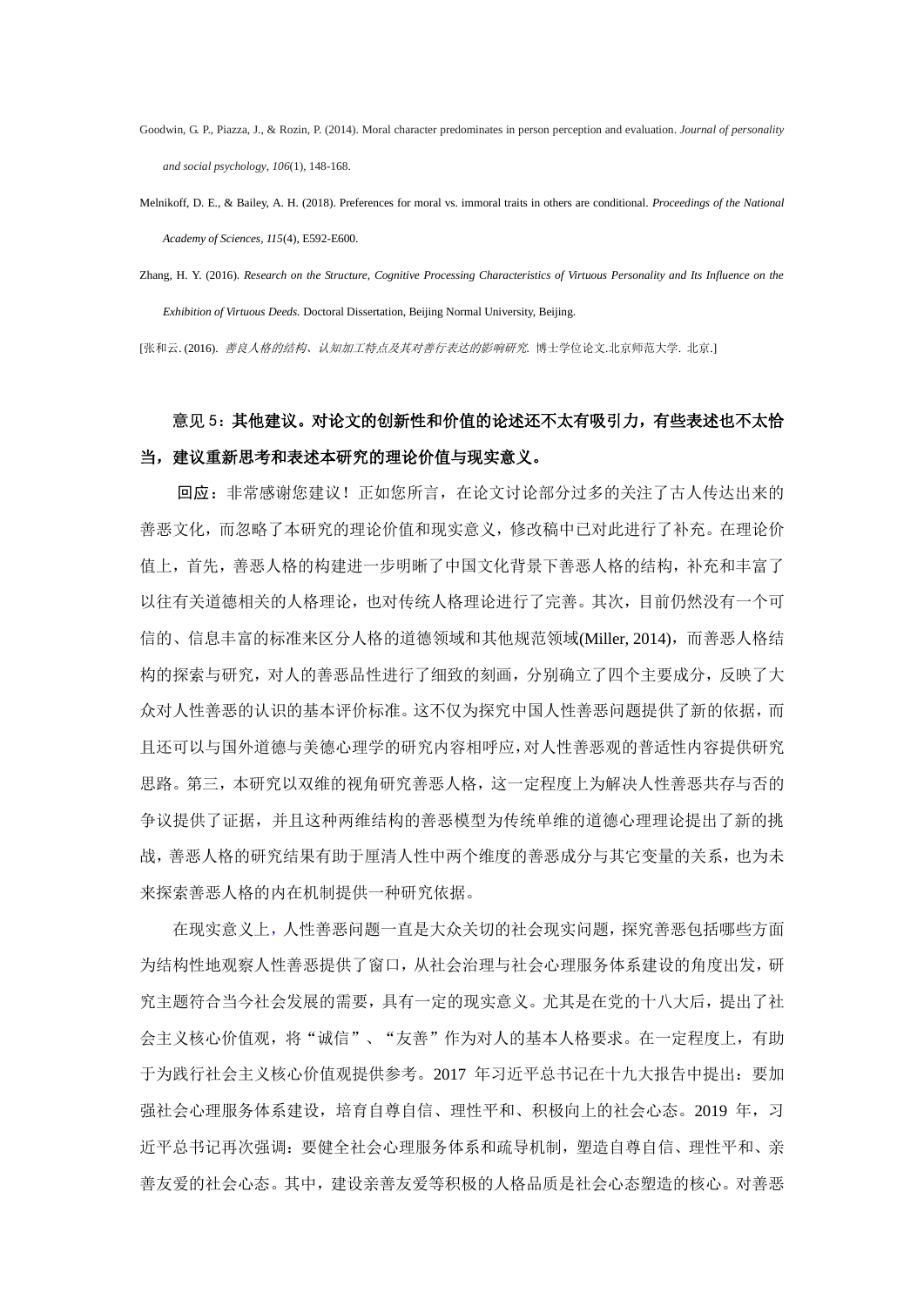Goodwin, G. P., Piazza, J., & Rozin, P. (2014). Moral character predominates in person perception and evaluation. *Journal of personality and social psychology, 106*(1), 148-168.

Melnikoff, D. E., & Bailey, A. H. (2018). Preferences for moral vs. immoral traits in others are conditional. *Proceedings of the National Academy of Sciences, 115*(4), E592-E600.

Zhang, H. Y. (2016). *Research on the Structure, Cognitive Processing Characteristics of Virtuous Personality and Its Influence on the Exhibition of Virtuous Deeds.* Doctoral Dissertation, Beijing Normal University, Beijing.

[张和云. (2016). *善良人格的结构、认知加工特点及其对善行表达的影响研究.* 博士学位论文.北京师范大学. 北京.]

**意见 5：其他建议。对论文的创新性和价值的论述还不太有吸引力，有些表述也不太恰当，建议重新思考和表述本研究的理论价值与现实意义。**

**回应**：非常感谢您建议！正如您所言，在论文讨论部分过多的关注了古人传达出来的善恶文化，而忽略了本研究的理论价值和现实意义，修改稿中已对此进行了补充。在理论价值上，首先，善恶人格的构建进一步明晰了中国文化背景下善恶人格的结构，补充和丰富了以往有关道德相关的人格理论，也对传统人格理论进行了完善。其次，目前仍然没有一个可信的、信息丰富的标准来区分人格的道德领域和其他规范领域(Miller, 2014)，而善恶人格结构的探索与研究，对人的善恶品性进行了细致的刻画，分别确立了四个主要成分，反映了大众对人性善恶的认识的基本评价标准。这不仅为探究中国人性善恶问题提供了新的依据，而且还可以与国外道德与美德心理学的研究内容相呼应，对人性善恶观的普适性内容提供研究思路。第三，本研究以双维的视角研究善恶人格，这一定程度上为解决人性善恶共存与否的争议提供了证据，并且这种两维结构的善恶模型为传统单维的道德心理理论提出了新的挑战，善恶人格的研究结果有助于厘清人性中两个维度的善恶成分与其它变量的关系，也为未来探索善恶人格的内在机制提供一种研究依据。

在现实意义上，人性善恶问题一直是大众关切的社会现实问题，探究善恶包括哪些方面为结构性地观察人性善恶提供了窗口，从社会治理与社会心理服务体系建设的角度出发，研究主题符合当今社会发展的需要，具有一定的现实意义。尤其是在党的十八大后，提出了社会主义核心价值观，将“诚信”、“友善”作为对人的基本人格要求。在一定程度上，有助于为践行社会主义核心价值观提供参考。2017 年习近平总书记在十九大报告中提出：要加强社会心理服务体系建设，培育自尊自信、理性平和、积极向上的社会心态。2019 年，习近平总书记再次强调：要健全社会心理服务体系和疏导机制，塑造自尊自信、理性平和、亲善友爱的社会心态。其中，建设亲善友爱等积极的人格品质是社会心态塑造的核心。对善恶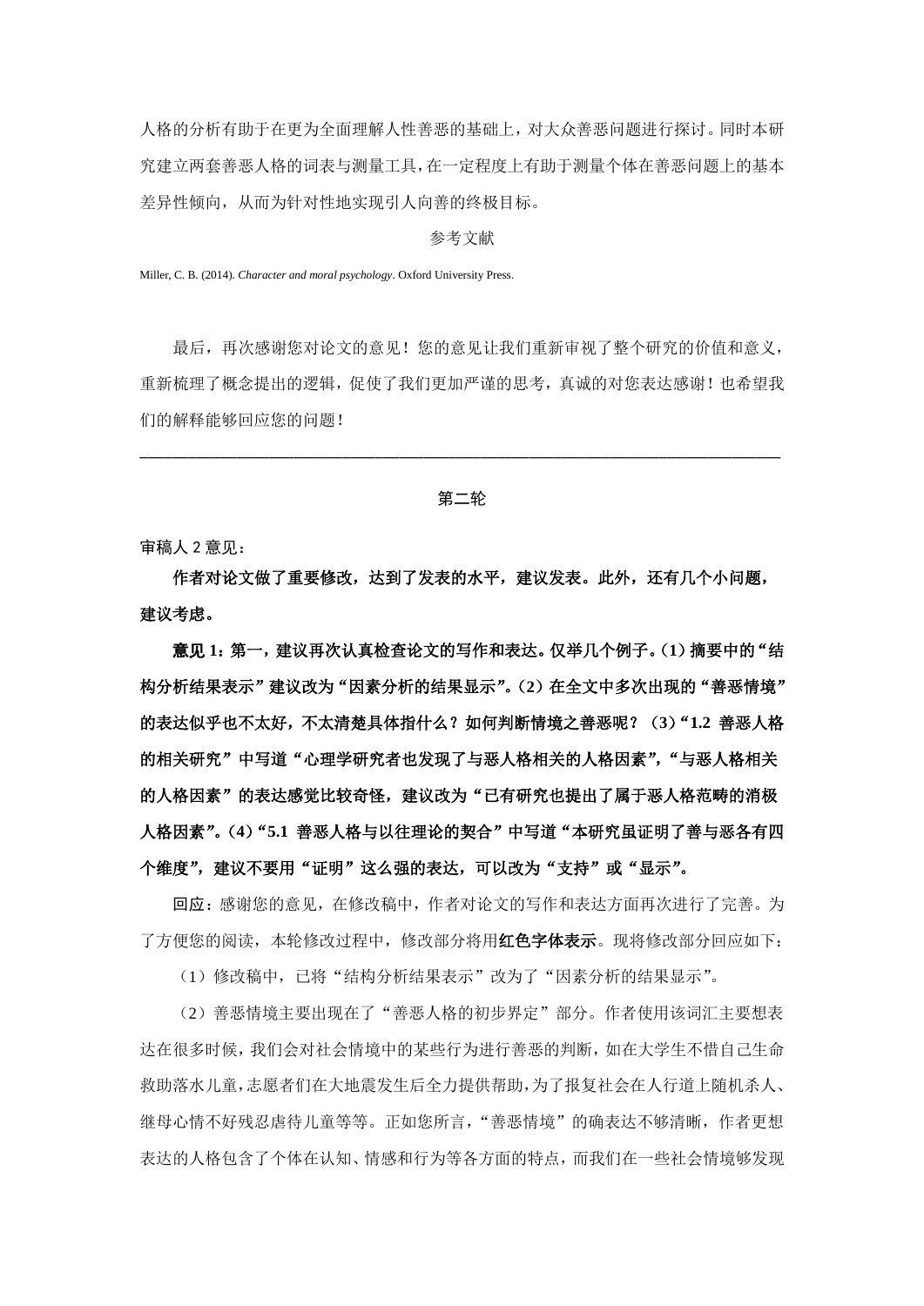人格的分析有助于在更为全面理解人性善恶的基础上，对大众善恶问题进行探讨。同时本研究建立两套善恶人格的词表与测量工具，在一定程度上有助于测量个体在善恶问题上的基本差异性倾向，从而为针对性地实现引人向善的终极目标。

参考文献

Miller, C. B. (2014). *Character and moral psychology*. Oxford University Press.

最后，再次感谢您对论文的意见！您的意见让我们重新审视了整个研究的价值和意义，重新梳理了概念提出的逻辑，促使了我们更加严谨的思考，真诚的对您表达感谢！也希望我们的解释能够回应您的问题！

---

第二轮

审稿人 2 意见：

**作者对论文做了重要修改，达到了发表的水平，建议发表。此外，还有几个小问题，建议考虑。**

**意见 1：第一，建议再次认真检查论文的写作和表达。仅举几个例子。（1）摘要中的"结构分析结果表示"建议改为"因素分析的结果显示"。（2）在全文中多次出现的"善恶情境"的表达似乎也不太好，不太清楚具体指什么？如何判断情境之善恶呢？（3）"1.2 善恶人格的相关研究"中写道"心理学研究者也发现了与恶人格相关的人格因素"，"与恶人格相关的人格因素"的表达感觉比较奇怪，建议改为"已有研究也提出了属于恶人格范畴的消极人格因素"。（4）"5.1 善恶人格与以往理论的契合"中写道"本研究虽证明了善与恶各有四个维度"，建议不要用"证明"这么强的表达，可以改为"支持"或"显示"。**

回应：感谢您的意见，在修改稿中，作者对论文的写作和表达方面再次进行了完善。为了方便您的阅读，本轮修改过程中，修改部分将用**红色字体表示**。现将修改部分回应如下：

（1）修改稿中，已将"结构分析结果表示"改为了"因素分析的结果显示"。

（2）善恶情境主要出现在了"善恶人格的初步界定"部分。作者使用该词汇主要想表达在很多时候，我们会对社会情境中的某些行为进行善恶的判断，如在大学生不惜自己生命救助落水儿童，志愿者们在大地震发生后全力提供帮助，为了报复社会在人行道上随机杀人、继母心情不好残忍虐待儿童等等。正如您所言，"善恶情境"的确表达不够清晰，作者更想表达的人格包含了个体在认知、情感和行为等各方面的特点，而我们在一些社会情境够发现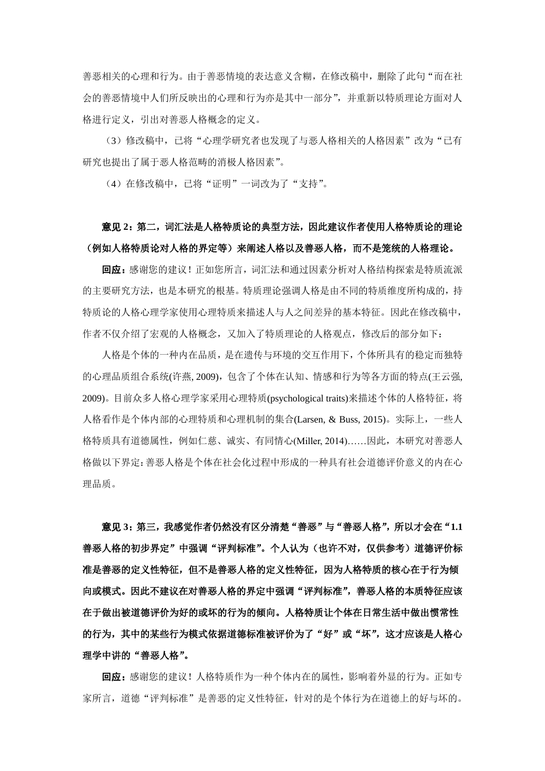善恶相关的心理和行为。由于善恶情境的表达意义含糊，在修改稿中，删除了此句“而在社会的善恶情境中人们所反映出的心理和行为亦是其中一部分”，并重新以特质理论方面对人格进行定义，引出对善恶人格概念的定义。

（3）修改稿中，已将“心理学研究者也发现了与恶人格相关的人格因素”改为“已有研究也提出了属于恶人格范畴的消极人格因素”。

（4）在修改稿中，已将“证明”一词改为了“支持”。

**意见 2：第二，词汇法是人格特质论的典型方法，因此建议作者使用人格特质论的理论（例如人格特质论对人格的界定等）来阐述人格以及善恶人格，而不是笼统的人格理论。**

**回应：**感谢您的建议！正如您所言，词汇法和通过因素分析对人格结构探索是特质流派的主要研究方法，也是本研究的根基。特质理论强调人格是由不同的特质维度所构成的，持特质论的人格心理学家使用心理特质来描述人与人之间差异的基本特征。因此在修改稿中，作者不仅介绍了宏观的人格概念，又加入了特质理论的人格观点，修改后的部分如下：

人格是个体的一种内在品质，是在遗传与环境的交互作用下，个体所具有的稳定而独特的心理品质组合系统(许燕, 2009)，包含了个体在认知、情感和行为等各方面的特点(王云强, 2009)。目前众多人格心理学家采用心理特质(psychological traits)来描述个体的人格特征，将人格看作是个体内部的心理特质和心理机制的集合(Larsen, & Buss, 2015)。实际上，一些人格特质具有道德属性，例如仁慈、诚实、有同情心(Miller, 2014)……因此，本研究对善恶人格做以下界定:善恶人格是个体在社会化过程中形成的一种具有社会道德评价意义的内在心理品质。

**意见 3：第三，我感觉作者仍然没有区分清楚“善恶”与“善恶人格”，所以才会在“1.1 善恶人格的初步界定”中强调“评判标准”。个人认为（也许不对，仅供参考）道德评价标准是善恶的定义性特征，但不是善恶人格的定义性特征，因为人格特质的核心在于行为倾向或模式。因此不建议在对善恶人格的界定中强调“评判标准”，善恶人格的本质特征应该在于做出被道德评价为好的或坏的行为的倾向。人格特质让个体在日常生活中做出惯常性的行为，其中的某些行为模式依据道德标准被评价为了“好”或“坏”，这才应该是人格心理学中讲的“善恶人格”。**

**回应：**感谢您的建议！人格特质作为一种个体内在的属性，影响着外显的行为。正如专家所言，道德“评判标准”是善恶的定义性特征，针对的是个体行为在道德上的好与坏的。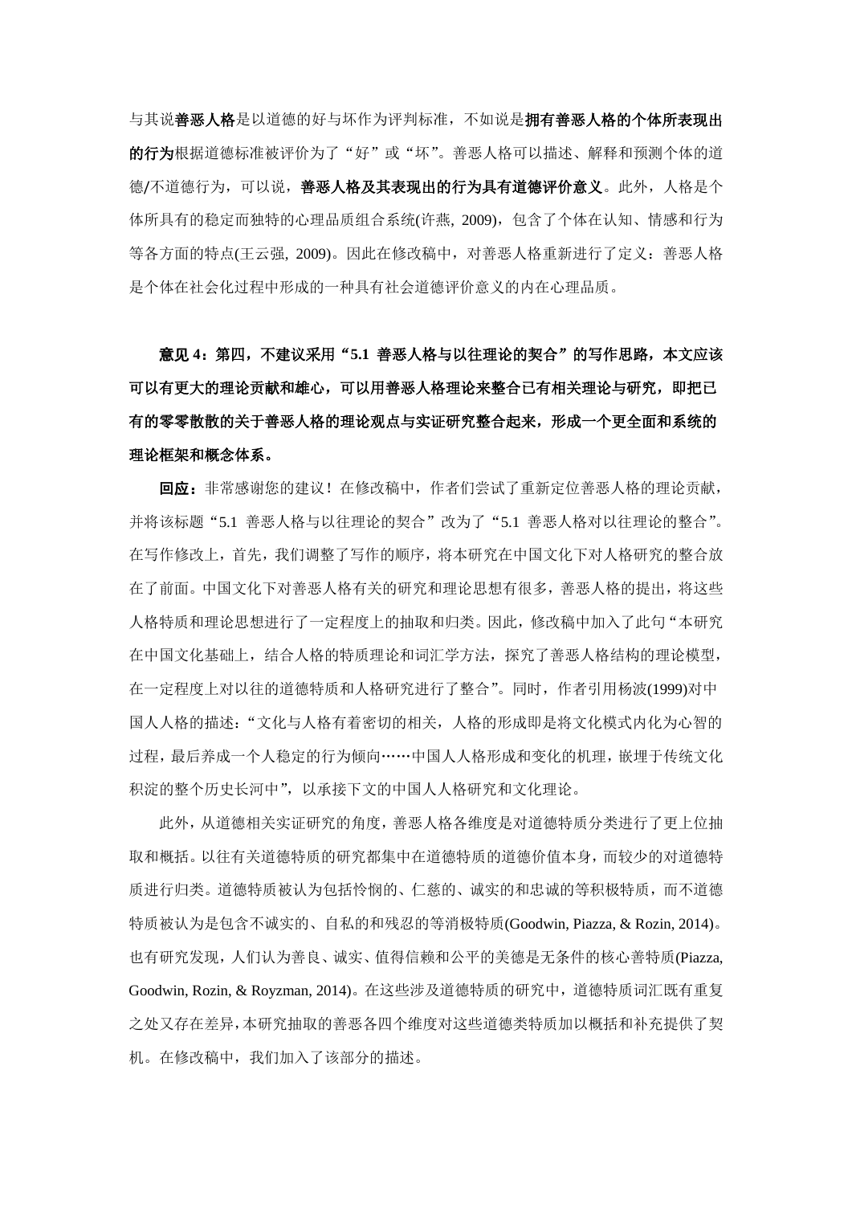与其说**善恶人格**是以道德的好与坏作为评判标准，不如说是**拥有善恶人格的个体所表现出的行为**根据道德标准被评价为了“好”或“坏”。善恶人格可以描述、解释和预测个体的道德/不道德行为，可以说，**善恶人格及其表现出的行为具有道德评价意义**。此外，人格是个体所具有的稳定而独特的心理品质组合系统(许燕, 2009)，包含了个体在认知、情感和行为等各方面的特点(王云强, 2009)。因此在修改稿中，对善恶人格重新进行了定义：善恶人格是个体在社会化过程中形成的一种具有社会道德评价意义的内在心理品质。

**意见 4：第四，不建议采用“5.1 善恶人格与以往理论的契合”的写作思路，本文应该可以有更大的理论贡献和雄心，可以用善恶人格理论来整合已有相关理论与研究，即把已有的零零散散的关于善恶人格的理论观点与实证研究整合起来，形成一个更全面和系统的理论框架和概念体系。**

**回应：**非常感谢您的建议！在修改稿中，作者们尝试了重新定位善恶人格的理论贡献，并将该标题“5.1 善恶人格与以往理论的契合”改为了“5.1 善恶人格对以往理论的整合”。在写作修改上，首先，我们调整了写作的顺序，将本研究在中国文化下对人格研究的整合放在了前面。中国文化下对善恶人格有关的研究和理论思想有很多，善恶人格的提出，将这些人格特质和理论思想进行了一定程度上的抽取和归类。因此，修改稿中加入了此句“本研究在中国文化基础上，结合人格的特质理论和词汇学方法，探究了善恶人格结构的理论模型，在一定程度上对以往的道德特质和人格研究进行了整合”。同时，作者引用杨波(1999)对中国人人格的描述：“文化与人格有着密切的相关，人格的形成即是将文化模式内化为心智的过程，最后养成一个人稳定的行为倾向……中国人人格形成和变化的机理，嵌埋于传统文化积淀的整个历史长河中”，以承接下文的中国人人格研究和文化理论。

此外，从道德相关实证研究的角度，善恶人格各维度是对道德特质分类进行了更上位抽取和概括。以往有关道德特质的研究都集中在道德特质的道德价值本身，而较少的对道德特质进行归类。道德特质被认为包括怜悯的、仁慈的、诚实的和忠诚的等积极特质，而不道德特质被认为是包含不诚实的、自私的和残忍的等消极特质(Goodwin, Piazza, & Rozin, 2014)。也有研究发现，人们认为善良、诚实、值得信赖和公平的美德是无条件的核心善特质(Piazza, Goodwin, Rozin, & Royzman, 2014)。在这些涉及道德特质的研究中，道德特质词汇既有重复之处又存在差异，本研究抽取的善恶各四个维度对这些道德类特质加以概括和补充提供了契机。在修改稿中，我们加入了该部分的描述。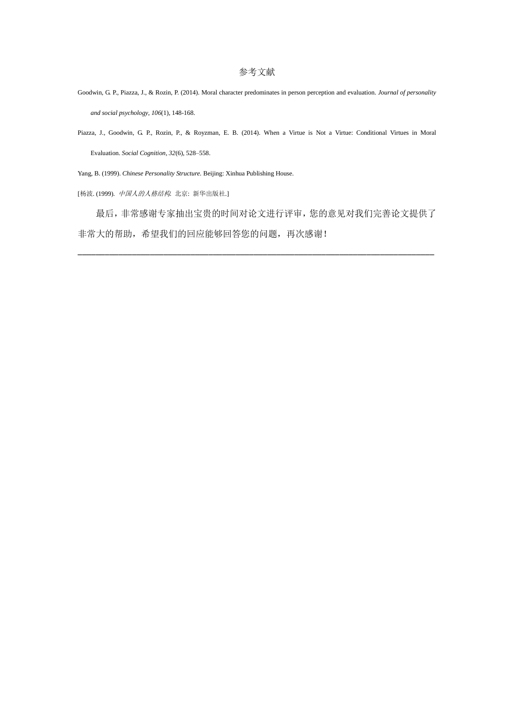## 参考文献

Goodwin, G. P., Piazza, J., & Rozin, P. (2014). Moral character predominates in person perception and evaluation. *Journal of personality and social psychology*, *106*(1), 148-168.

Piazza, J., Goodwin, G. P., Rozin, P., & Royzman, E. B. (2014). When a Virtue is Not a Virtue: Conditional Virtues in Moral Evaluation. *Social Cognition*, *32*(6), 528–558.

Yang, B. (1999). *Chinese Personality Structure.* Beijing: Xinhua Publishing House.

[杨波. (1999). *中国人的人格结构.* 北京: 新华出版社.]

最后，非常感谢专家抽出宝贵的时间对论文进行评审，您的意见对我们完善论文提供了非常大的帮助，希望我们的回应能够回答您的问题，再次感谢！

---